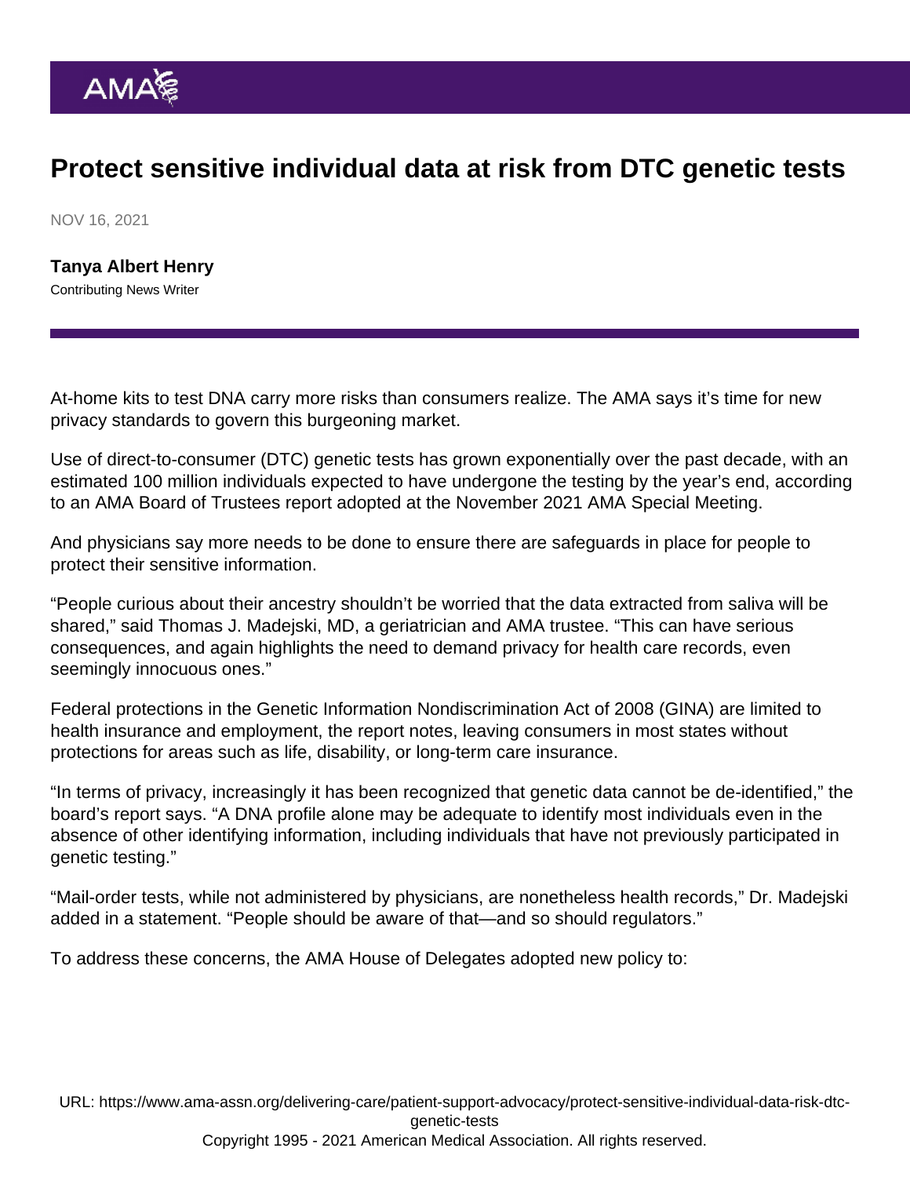# Protect sensitive individual data at risk from DTC genetic tests

NOV 16, 2021

**Tanya Albert Henry**
Contributing News Writer

At-home kits to test DNA carry more risks than consumers realize. The AMA says it's time for new privacy standards to govern this burgeoning market.

Use of direct-to-consumer (DTC) genetic tests has grown exponentially over the past decade, with an estimated 100 million individuals expected to have undergone the testing by the year's end, according to an AMA Board of Trustees report adopted at the November 2021 AMA Special Meeting.

And physicians say more needs to be done to ensure there are safeguards in place for people to protect their sensitive information.

"People curious about their ancestry shouldn't be worried that the data extracted from saliva will be shared," said Thomas J. Madejski, MD, a geriatrician and AMA trustee. "This can have serious consequences, and again highlights the need to demand privacy for health care records, even seemingly innocuous ones."

Federal protections in the Genetic Information Nondiscrimination Act of 2008 (GINA) are limited to health insurance and employment, the report notes, leaving consumers in most states without protections for areas such as life, disability, or long-term care insurance.

"In terms of privacy, increasingly it has been recognized that genetic data cannot be de-identified," the board's report says. "A DNA profile alone may be adequate to identify most individuals even in the absence of other identifying information, including individuals that have not previously participated in genetic testing."

"Mail-order tests, while not administered by physicians, are nonetheless health records," Dr. Madejski added in a statement. "People should be aware of that—and so should regulators."

To address these concerns, the AMA House of Delegates adopted new policy to: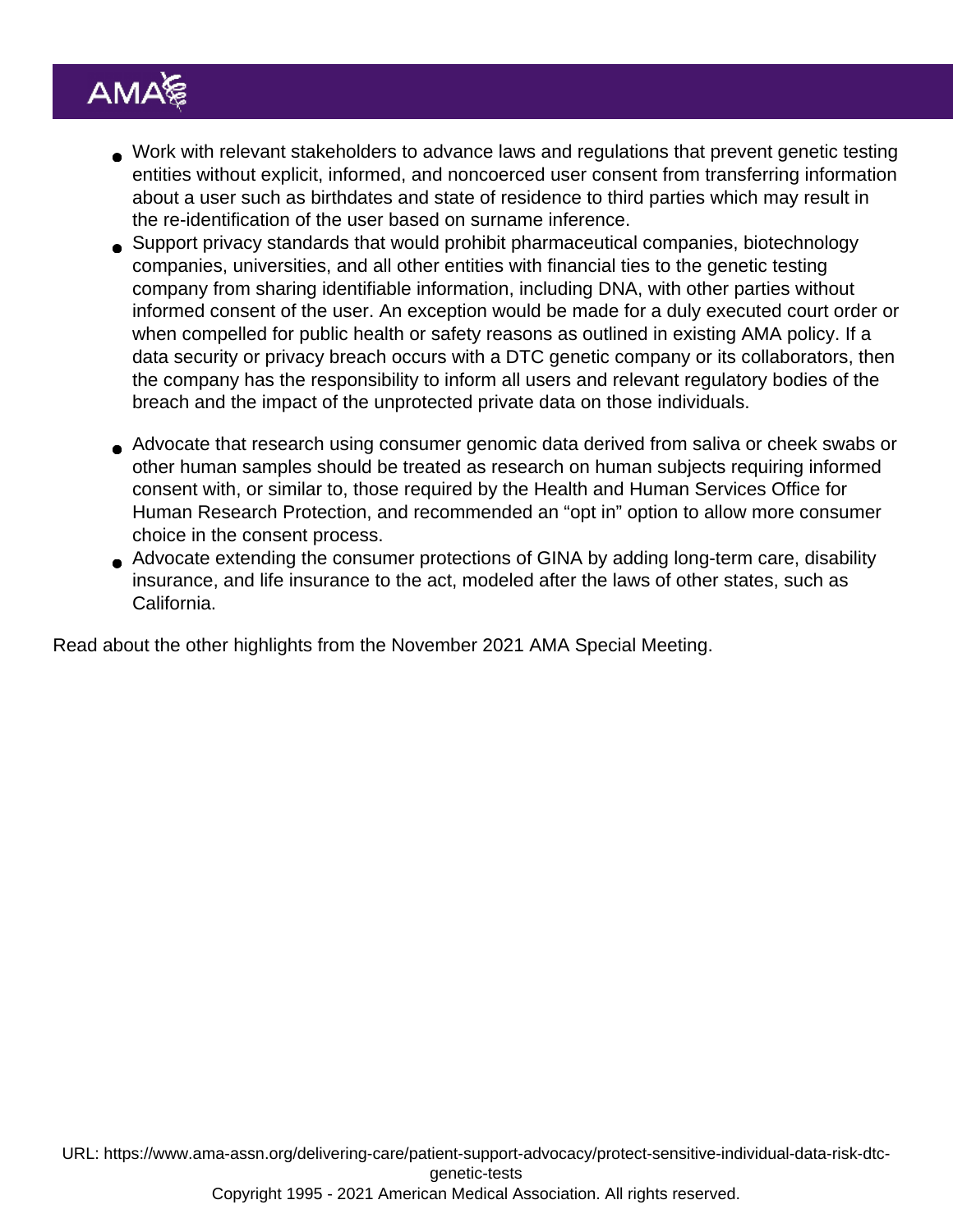- Work with relevant stakeholders to advance laws and regulations that prevent genetic testing entities without explicit, informed, and noncoerced user consent from transferring information about a user such as birthdates and state of residence to third parties which may result in the re-identification of the user based on surname inference.
- Support privacy standards that would prohibit pharmaceutical companies, biotechnology companies, universities, and all other entities with financial ties to the genetic testing company from sharing identifiable information, including DNA, with other parties without informed consent of the user. An exception would be made for a duly executed court order or when compelled for public health or safety reasons as outlined in existing AMA policy. If a data security or privacy breach occurs with a DTC genetic company or its collaborators, then the company has the responsibility to inform all users and relevant regulatory bodies of the breach and the impact of the unprotected private data on those individuals.
- Advocate that research using consumer genomic data derived from saliva or cheek swabs or other human samples should be treated as research on human subjects requiring informed consent with, or similar to, those required by the Health and Human Services Office for Human Research Protection, and recommended an "opt in" option to allow more consumer choice in the consent process.
- Advocate extending the consumer protections of GINA by adding long-term care, disability insurance, and life insurance to the act, modeled after the laws of other states, such as California.

Read about the other highlights from the November 2021 AMA Special Meeting.